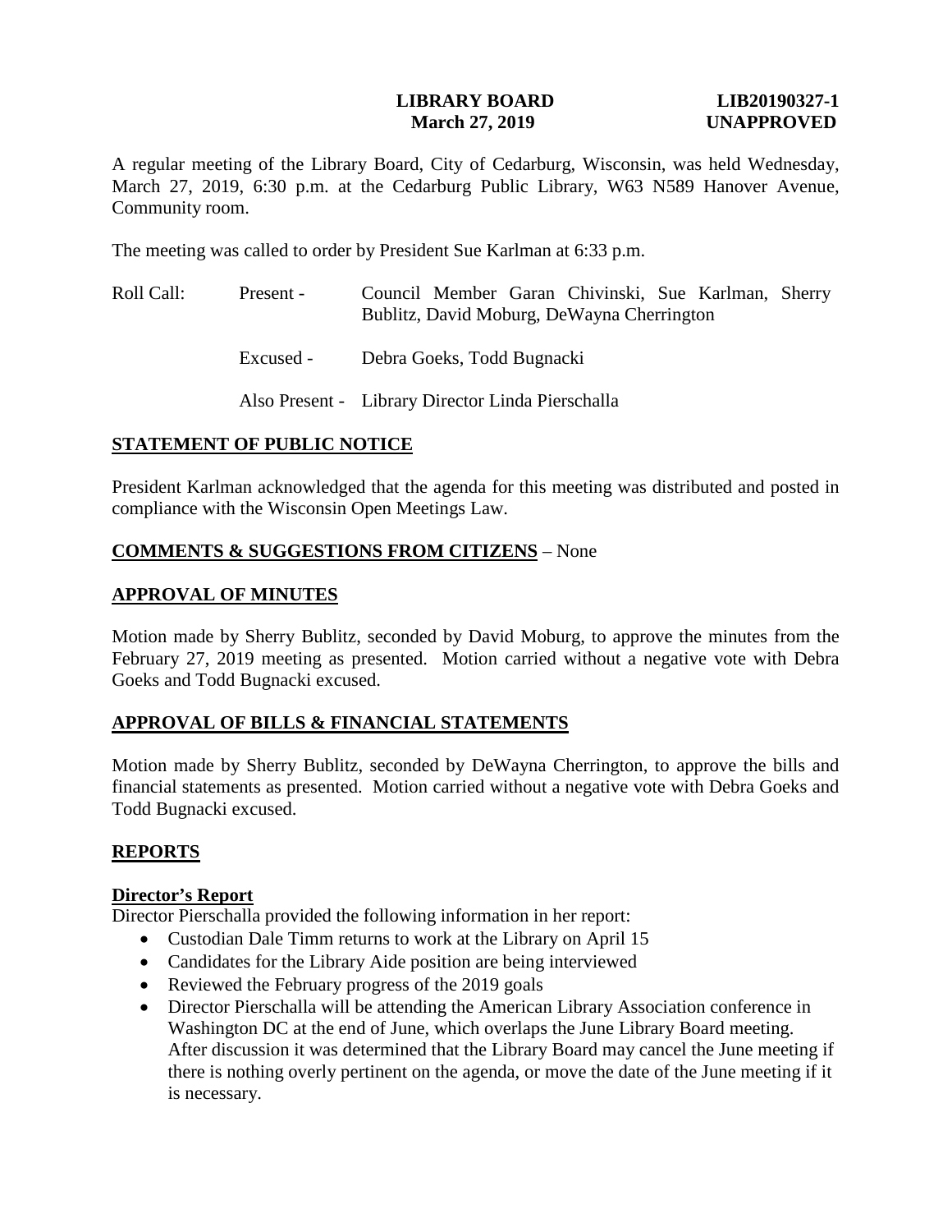**LIBRARY BOARD** **LIB20190327-1**
**March 27, 2019** **UNAPPROVED**

A regular meeting of the Library Board, City of Cedarburg, Wisconsin, was held Wednesday, March 27, 2019, 6:30 p.m. at the Cedarburg Public Library, W63 N589 Hanover Avenue, Community room.

The meeting was called to order by President Sue Karlman at 6:33 p.m.

| Roll Call: | Present - | Council Member Garan Chivinski, Sue Karlman, Sherry Bublitz, David Moburg, DeWayna Cherrington |
|---|---|---|
| | Excused - | Debra Goeks, Todd Bugnacki |
| | Also Present - | Library Director Linda Pierschalla |

## STATEMENT OF PUBLIC NOTICE

President Karlman acknowledged that the agenda for this meeting was distributed and posted in compliance with the Wisconsin Open Meetings Law.

## COMMENTS & SUGGESTIONS FROM CITIZENS – None

## APPROVAL OF MINUTES

Motion made by Sherry Bublitz, seconded by David Moburg, to approve the minutes from the February 27, 2019 meeting as presented. Motion carried without a negative vote with Debra Goeks and Todd Bugnacki excused.

## APPROVAL OF BILLS & FINANCIAL STATEMENTS

Motion made by Sherry Bublitz, seconded by DeWayna Cherrington, to approve the bills and financial statements as presented. Motion carried without a negative vote with Debra Goeks and Todd Bugnacki excused.

## REPORTS

### Director's Report

Director Pierschalla provided the following information in her report:

- Custodian Dale Timm returns to work at the Library on April 15
- Candidates for the Library Aide position are being interviewed
- Reviewed the February progress of the 2019 goals
- Director Pierschalla will be attending the American Library Association conference in Washington DC at the end of June, which overlaps the June Library Board meeting. After discussion it was determined that the Library Board may cancel the June meeting if there is nothing overly pertinent on the agenda, or move the date of the June meeting if it is necessary.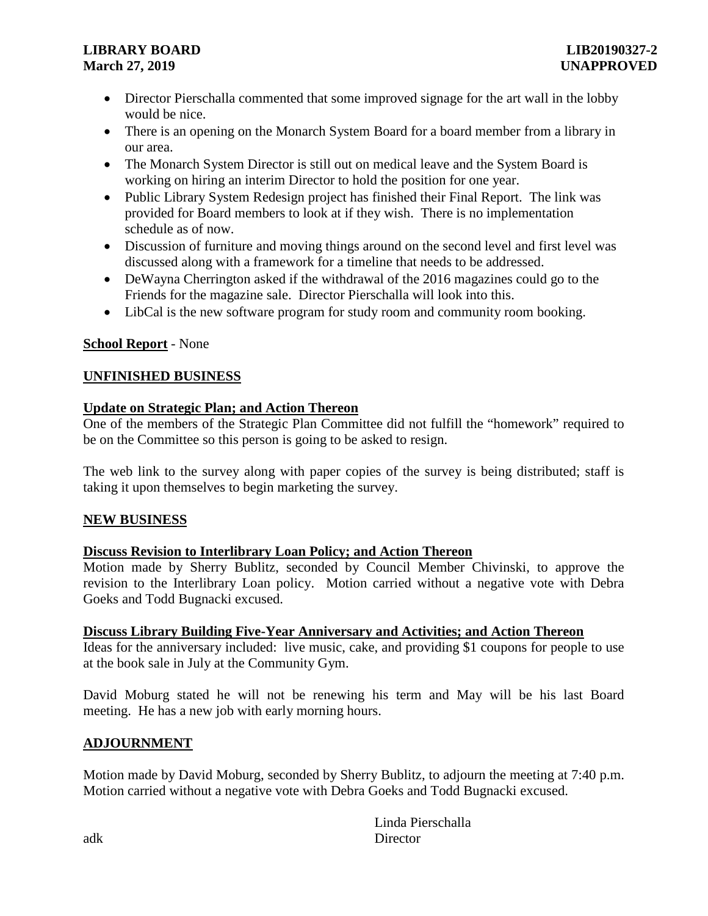- Director Pierschalla commented that some improved signage for the art wall in the lobby would be nice.
- There is an opening on the Monarch System Board for a board member from a library in our area.
- The Monarch System Director is still out on medical leave and the System Board is working on hiring an interim Director to hold the position for one year.
- Public Library System Redesign project has finished their Final Report. The link was provided for Board members to look at if they wish. There is no implementation schedule as of now.
- Discussion of furniture and moving things around on the second level and first level was discussed along with a framework for a timeline that needs to be addressed.
- DeWayna Cherrington asked if the withdrawal of the 2016 magazines could go to the Friends for the magazine sale. Director Pierschalla will look into this.
- LibCal is the new software program for study room and community room booking.

**School Report** - None

## UNFINISHED BUSINESS

### Update on Strategic Plan; and Action Thereon

One of the members of the Strategic Plan Committee did not fulfill the "homework" required to be on the Committee so this person is going to be asked to resign.

The web link to the survey along with paper copies of the survey is being distributed; staff is taking it upon themselves to begin marketing the survey.

## NEW BUSINESS

### Discuss Revision to Interlibrary Loan Policy; and Action Thereon

Motion made by Sherry Bublitz, seconded by Council Member Chivinski, to approve the revision to the Interlibrary Loan policy. Motion carried without a negative vote with Debra Goeks and Todd Bugnacki excused.

### Discuss Library Building Five-Year Anniversary and Activities; and Action Thereon

Ideas for the anniversary included: live music, cake, and providing $1 coupons for people to use at the book sale in July at the Community Gym.

David Moburg stated he will not be renewing his term and May will be his last Board meeting. He has a new job with early morning hours.

## ADJOURNMENT

Motion made by David Moburg, seconded by Sherry Bublitz, to adjourn the meeting at 7:40 p.m. Motion carried without a negative vote with Debra Goeks and Todd Bugnacki excused.

Linda Pierschalla
Director

adk